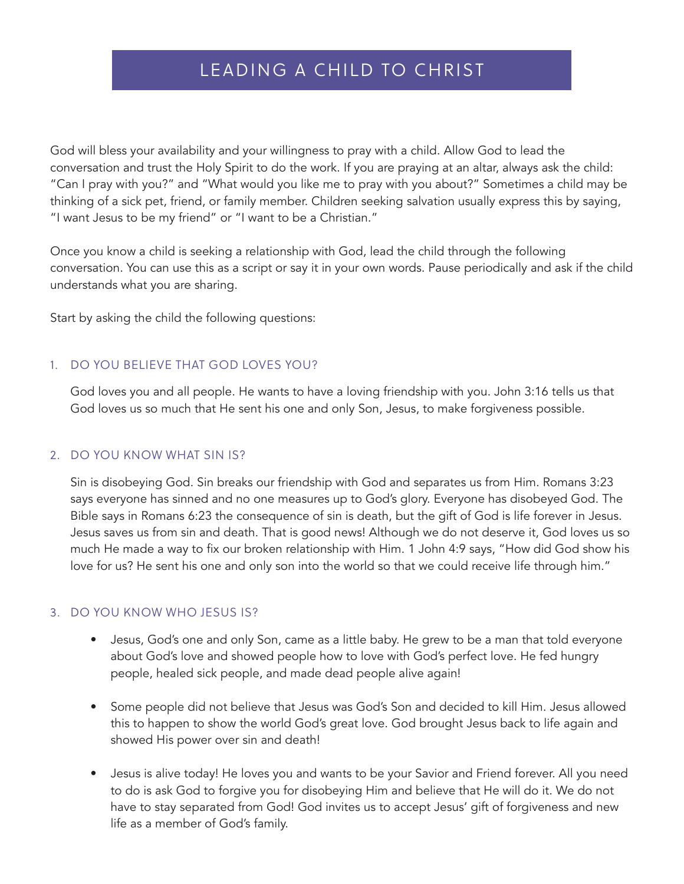# LEADING A CHILD TO CHRIST

God will bless your availability and your willingness to pray with a child. Allow God to lead the conversation and trust the Holy Spirit to do the work. If you are praying at an altar, always ask the child: "Can I pray with you?" and "What would you like me to pray with you about?" Sometimes a child may be thinking of a sick pet, friend, or family member. Children seeking salvation usually express this by saying, "I want Jesus to be my friend" or "I want to be a Christian."

Once you know a child is seeking a relationship with God, lead the child through the following conversation. You can use this as a script or say it in your own words. Pause periodically and ask if the child understands what you are sharing.

Start by asking the child the following questions:

## 1. DO YOU BELIEVE THAT GOD LOVES YOU?

God loves you and all people. He wants to have a loving friendship with you. John 3:16 tells us that God loves us so much that He sent his one and only Son, Jesus, to make forgiveness possible.

## 2. DO YOU KNOW WHAT SIN IS?

Sin is disobeying God. Sin breaks our friendship with God and separates us from Him. Romans 3:23 says everyone has sinned and no one measures up to God's glory. Everyone has disobeyed God. The Bible says in Romans 6:23 the consequence of sin is death, but the gift of God is life forever in Jesus. Jesus saves us from sin and death. That is good news! Although we do not deserve it, God loves us so much He made a way to fix our broken relationship with Him. 1 John 4:9 says, "How did God show his love for us? He sent his one and only son into the world so that we could receive life through him."

## 3. DO YOU KNOW WHO JESUS IS?

- Jesus, God's one and only Son, came as a little baby. He grew to be a man that told everyone about God's love and showed people how to love with God's perfect love. He fed hungry people, healed sick people, and made dead people alive again!
- Some people did not believe that Jesus was God's Son and decided to kill Him. Jesus allowed this to happen to show the world God's great love. God brought Jesus back to life again and showed His power over sin and death!
- Jesus is alive today! He loves you and wants to be your Savior and Friend forever. All you need to do is ask God to forgive you for disobeying Him and believe that He will do it. We do not have to stay separated from God! God invites us to accept Jesus' gift of forgiveness and new life as a member of God's family.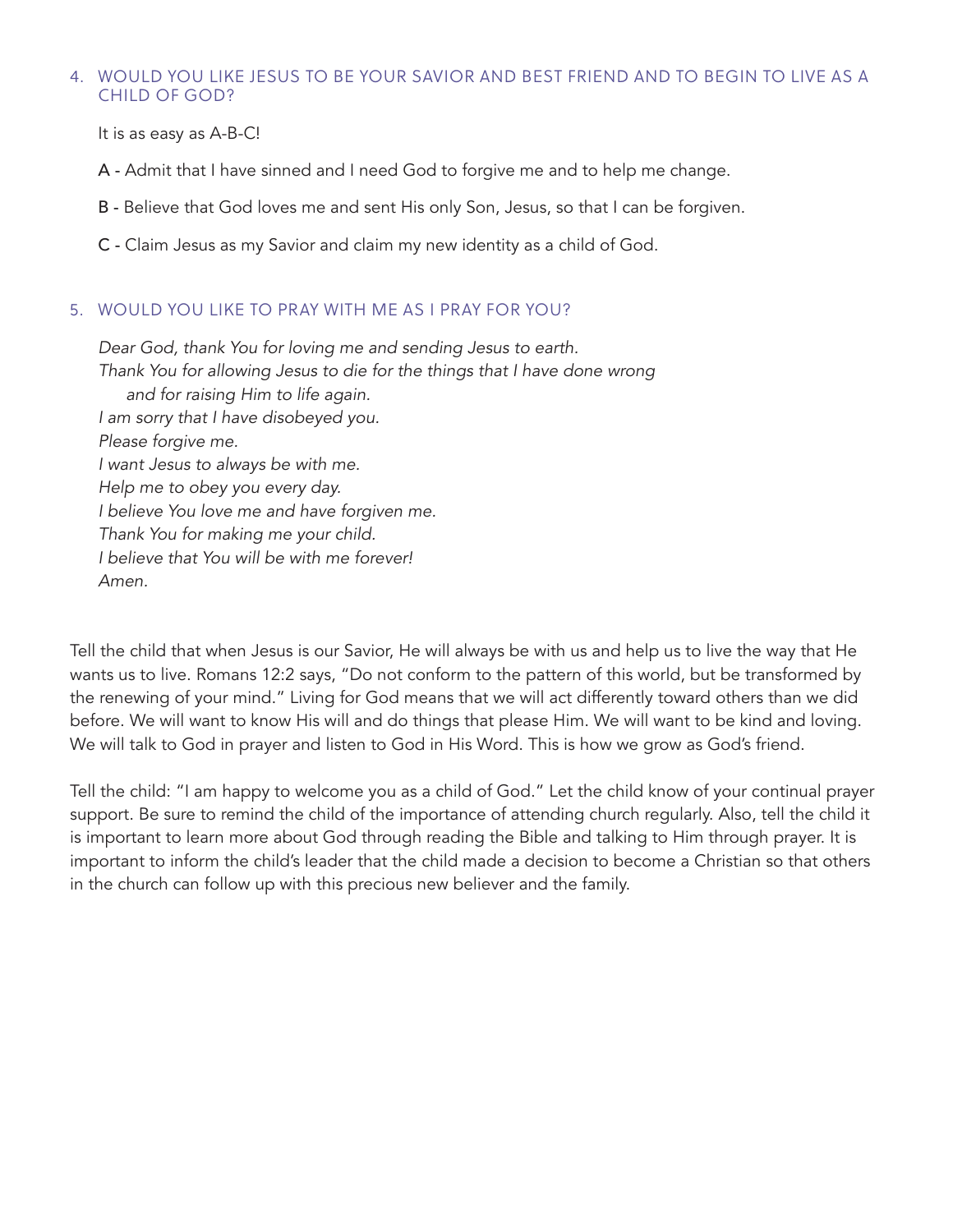## 4. WOULD YOU LIKE JESUS TO BE YOUR SAVIOR AND BEST FRIEND AND TO BEGIN TO LIVE AS A CHILD OF GOD?

It is as easy as A-B-C!

A - Admit that I have sinned and I need God to forgive me and to help me change.

B - Believe that God loves me and sent His only Son, Jesus, so that I can be forgiven.

C - Claim Jesus as my Savior and claim my new identity as a child of God.

## 5. WOULD YOU LIKE TO PRAY WITH ME AS I PRAY FOR YOU?

*Dear God, thank You for loving me and sending Jesus to earth.*
*Thank You for allowing Jesus to die for the things that I have done wrong*
*and for raising Him to life again.*
*I am sorry that I have disobeyed you.*
*Please forgive me.*
*I want Jesus to always be with me.*
*Help me to obey you every day.*
*I believe You love me and have forgiven me.*
*Thank You for making me your child.*
*I believe that You will be with me forever!*
*Amen.*

Tell the child that when Jesus is our Savior, He will always be with us and help us to live the way that He wants us to live. Romans 12:2 says, "Do not conform to the pattern of this world, but be transformed by the renewing of your mind." Living for God means that we will act differently toward others than we did before. We will want to know His will and do things that please Him. We will want to be kind and loving. We will talk to God in prayer and listen to God in His Word. This is how we grow as God's friend.

Tell the child: "I am happy to welcome you as a child of God." Let the child know of your continual prayer support. Be sure to remind the child of the importance of attending church regularly. Also, tell the child it is important to learn more about God through reading the Bible and talking to Him through prayer. It is important to inform the child's leader that the child made a decision to become a Christian so that others in the church can follow up with this precious new believer and the family.